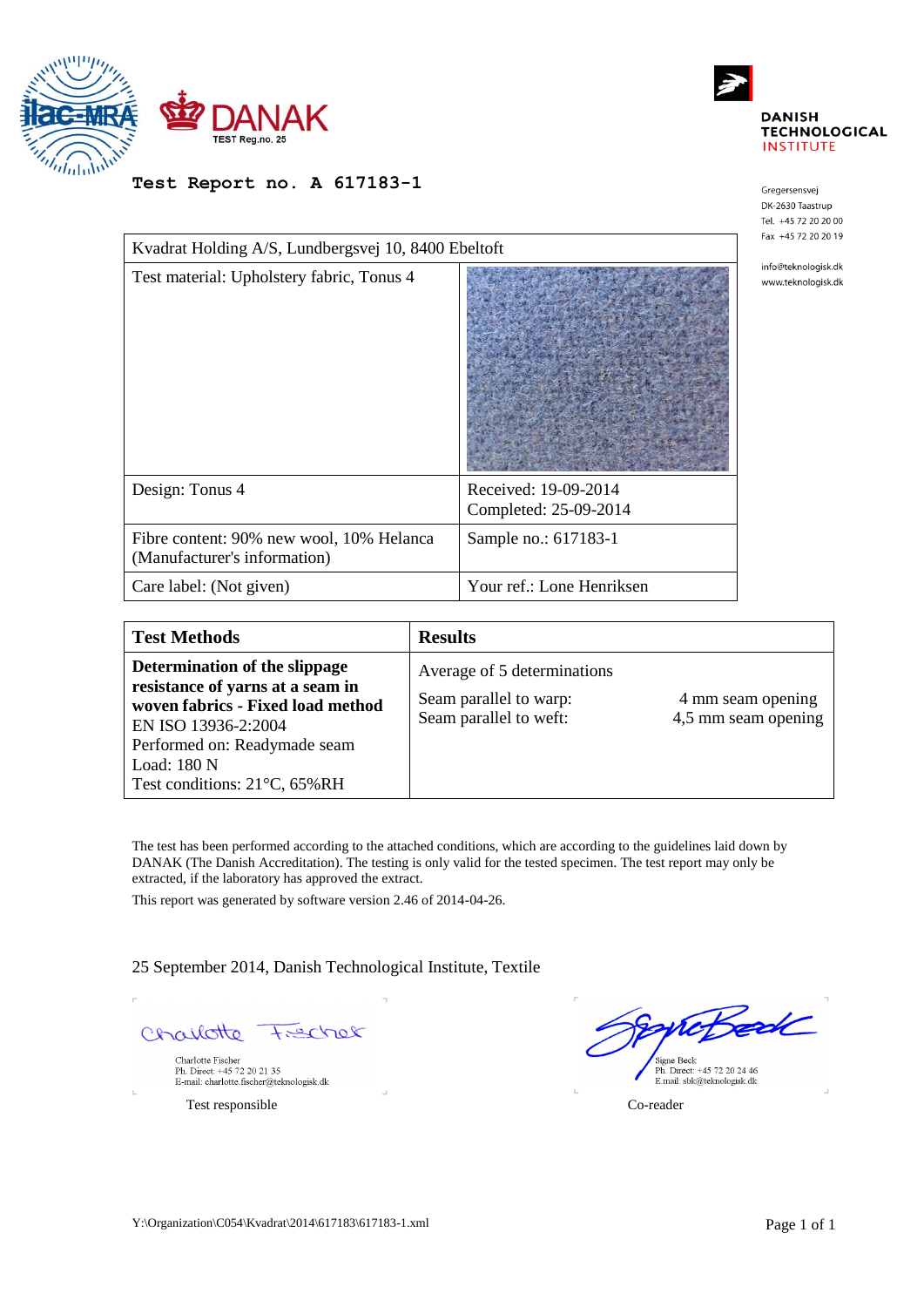DANAK
TEST Reg.no. 25

DANISH TECHNOLOGICAL INSTITUTE

Gregersensvej
DK-2630 Taastrup
Tel. +45 72 20 20 00
Fax +45 72 20 20 19

info@teknologisk.dk
www.teknologisk.dk

# Test Report no. A 617183-1

| Kvadrat Holding A/S, Lundbergsvej 10, 8400 Ebeltoft | |
|---|---|
| Test material: Upholstery fabric, Tonus 4 | |
| Design: Tonus 4 | Received: 19-09-2014<br>Completed: 25-09-2014 |
| Fibre content: 90% new wool, 10% Helanca (Manufacturer's information) | Sample no.: 617183-1 |
| Care label: (Not given) | Your ref.: Lone Henriksen |

| Test Methods | Results | |
|---|---|---|
| **Determination of the slippage resistance of yarns at a seam in woven fabrics - Fixed load method**<br>EN ISO 13936-2:2004<br>Performed on: Readymade seam<br>Load: 180 N<br>Test conditions: 21°C, 65%RH | Average of 5 determinations<br>Seam parallel to warp:<br>Seam parallel to weft: | <br>4 mm seam opening<br>4,5 mm seam opening |

The test has been performed according to the attached conditions, which are according to the guidelines laid down by DANAK (The Danish Accreditation). The testing is only valid for the tested specimen. The test report may only be extracted, if the laboratory has approved the extract.

This report was generated by software version 2.46 of 2014-04-26.

25 September 2014, Danish Technological Institute, Textile

Charlotte Fischer
Ph. Direct: +45 72 20 21 35
E-mail: charlotte.fischer@teknologisk.dk

Test responsible

Signe Beck
Ph. Direct: +45 72 20 24 46
E.mail: sbk@teknologisk.dk

Co-reader

Y:\Organization\C054\Kvadrat\2014\617183\617183-1.xml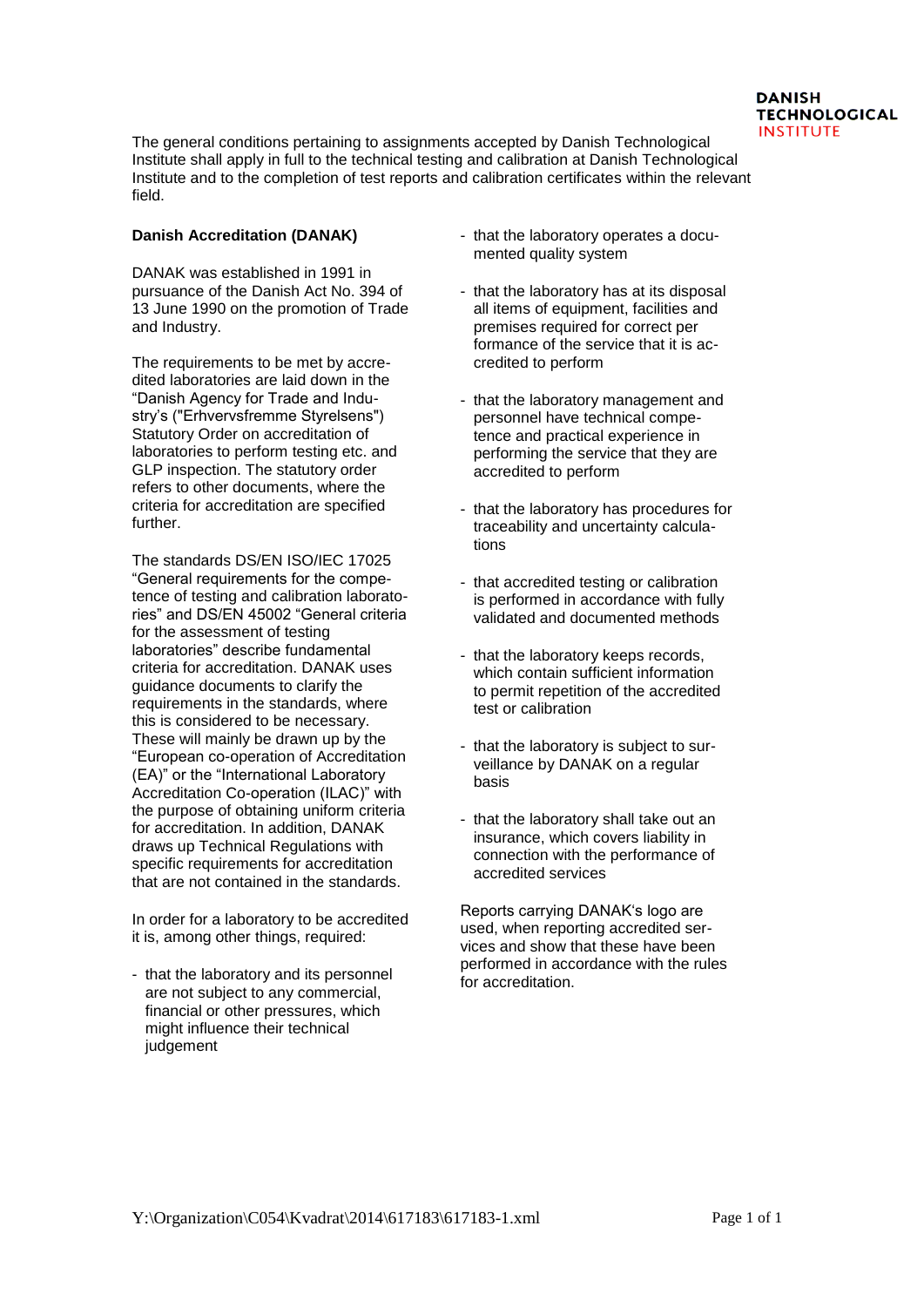The general conditions pertaining to assignments accepted by Danish Technological Institute shall apply in full to the technical testing and calibration at Danish Technological Institute and to the completion of test reports and calibration certificates within the relevant field.

**Danish Accreditation (DANAK)**

DANAK was established in 1991 in pursuance of the Danish Act No. 394 of 13 June 1990 on the promotion of Trade and Industry.

The requirements to be met by accredited laboratories are laid down in the "Danish Agency for Trade and Industry's ("Erhvervsfremme Styrelsens") Statutory Order on accreditation of laboratories to perform testing etc. and GLP inspection. The statutory order refers to other documents, where the criteria for accreditation are specified further.

The standards DS/EN ISO/IEC 17025 "General requirements for the competence of testing and calibration laboratories" and DS/EN 45002 "General criteria for the assessment of testing laboratories" describe fundamental criteria for accreditation. DANAK uses guidance documents to clarify the requirements in the standards, where this is considered to be necessary. These will mainly be drawn up by the "European co-operation of Accreditation (EA)" or the "International Laboratory Accreditation Co-operation (ILAC)" with the purpose of obtaining uniform criteria for accreditation. In addition, DANAK draws up Technical Regulations with specific requirements for accreditation that are not contained in the standards.

In order for a laboratory to be accredited it is, among other things, required:

- that the laboratory and its personnel are not subject to any commercial, financial or other pressures, which might influence their technical judgement
- that the laboratory operates a documented quality system
- that the laboratory has at its disposal all items of equipment, facilities and premises required for correct performance of the service that it is accredited to perform
- that the laboratory management and personnel have technical competence and practical experience in performing the service that they are accredited to perform
- that the laboratory has procedures for traceability and uncertainty calculations
- that accredited testing or calibration is performed in accordance with fully validated and documented methods
- that the laboratory keeps records, which contain sufficient information to permit repetition of the accredited test or calibration
- that the laboratory is subject to surveillance by DANAK on a regular basis
- that the laboratory shall take out an insurance, which covers liability in connection with the performance of accredited services

Reports carrying DANAK's logo are used, when reporting accredited services and show that these have been performed in accordance with the rules for accreditation.

Y:\Organization\C054\Kvadrat\2014\617183\617183-1.xml